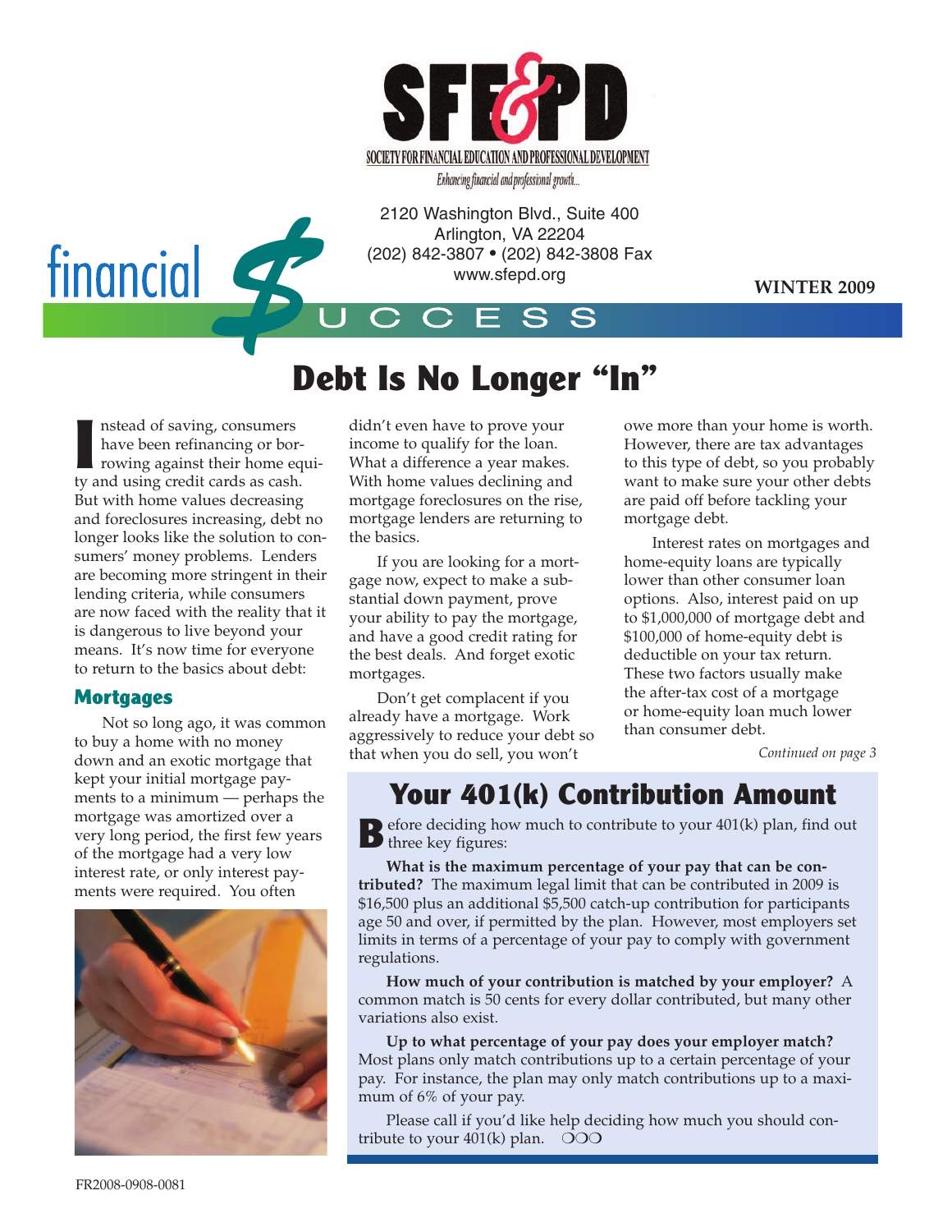SFE&PD

SOCIETY FOR FINANCIAL EDUCATION AND PROFESSIONAL DEVELOPMENT

*Enhancing financial and professional growth...*

2120 Washington Blvd., Suite 400
Arlington, VA 22204
(202) 842-3807 • (202) 842-3808 Fax
www.sfepd.org

# financial $UCCESS

**WINTER 2009**

## Debt Is No Longer "In"

Instead of saving, consumers have been refinancing or borrowing against their home equity and using credit cards as cash. But with home values decreasing and foreclosures increasing, debt no longer looks like the solution to consumers' money problems. Lenders are becoming more stringent in their lending criteria, while consumers are now faced with the reality that it is dangerous to live beyond your means. It's now time for everyone to return to the basics about debt:

### Mortgages

Not so long ago, it was common to buy a home with no money down and an exotic mortgage that kept your initial mortgage payments to a minimum — perhaps the mortgage was amortized over a very long period, the first few years of the mortgage had a very low interest rate, or only interest payments were required. You often didn't even have to prove your income to qualify for the loan. What a difference a year makes. With home values declining and mortgage foreclosures on the rise, mortgage lenders are returning to the basics.

If you are looking for a mortgage now, expect to make a substantial down payment, prove your ability to pay the mortgage, and have a good credit rating for the best deals. And forget exotic mortgages.

Don't get complacent if you already have a mortgage. Work aggressively to reduce your debt so that when you do sell, you won't owe more than your home is worth. However, there are tax advantages to this type of debt, so you probably want to make sure your other debts are paid off before tackling your mortgage debt.

Interest rates on mortgages and home-equity loans are typically lower than other consumer loan options. Also, interest paid on up to $1,000,000 of mortgage debt and $100,000 of home-equity debt is deductible on your tax return. These two factors usually make the after-tax cost of a mortgage or home-equity loan much lower than consumer debt.

*Continued on page 3*

## Your 401(k) Contribution Amount

Before deciding how much to contribute to your 401(k) plan, find out three key figures:

**What is the maximum percentage of your pay that can be contributed?** The maximum legal limit that can be contributed in 2009 is $16,500 plus an additional $5,500 catch-up contribution for participants age 50 and over, if permitted by the plan. However, most employers set limits in terms of a percentage of your pay to comply with government regulations.

**How much of your contribution is matched by your employer?** A common match is 50 cents for every dollar contributed, but many other variations also exist.

**Up to what percentage of your pay does your employer match?** Most plans only match contributions up to a certain percentage of your pay. For instance, the plan may only match contributions up to a maximum of 6% of your pay.

Please call if you'd like help deciding how much you should contribute to your 401(k) plan. ❍❍❍

FR2008-0908-0081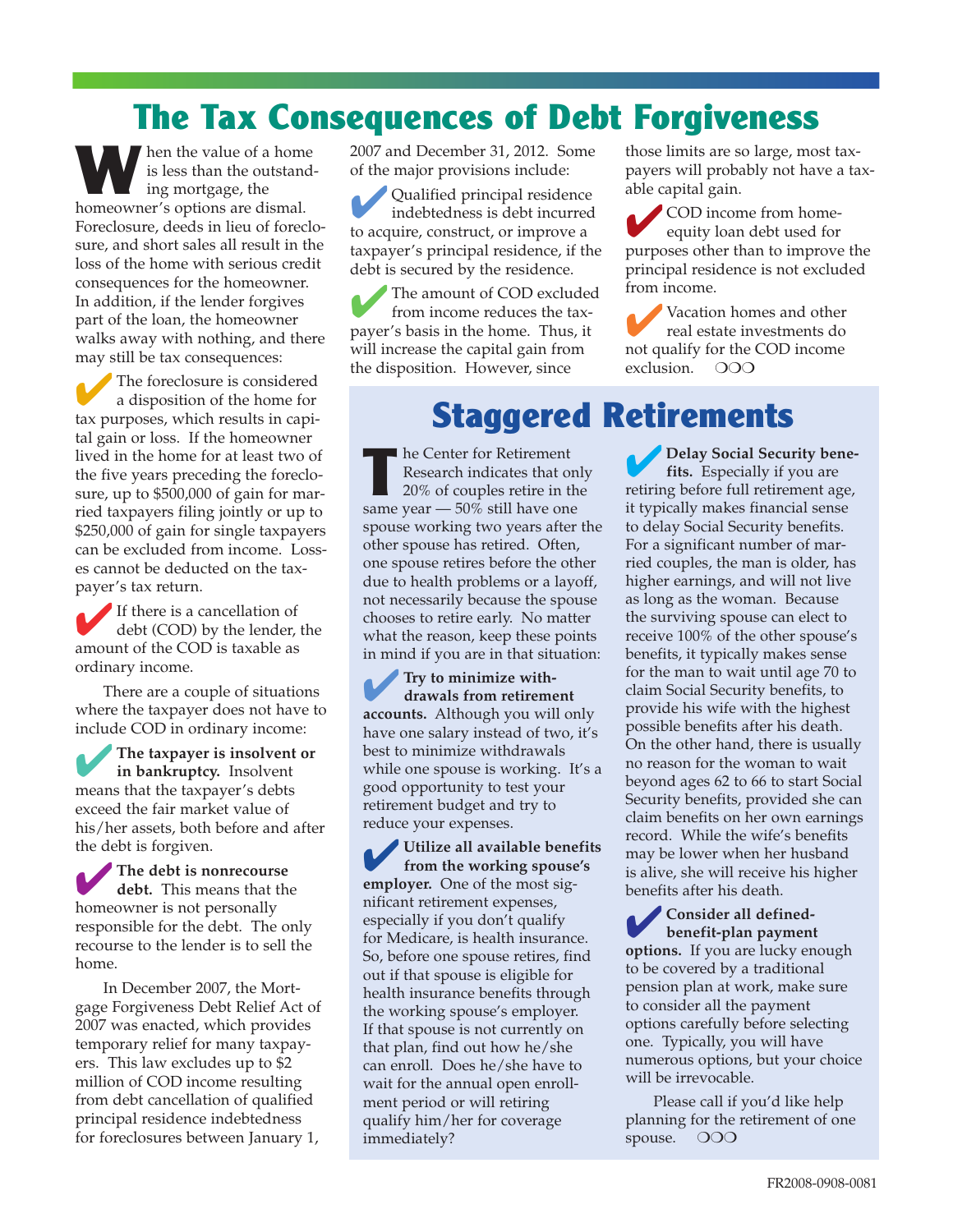# The Tax Consequences of Debt Forgiveness

When the value of a home is less than the outstanding mortgage, the homeowner's options are dismal. Foreclosure, deeds in lieu of foreclosure, and short sales all result in the loss of the home with serious credit consequences for the homeowner. In addition, if the lender forgives part of the loan, the homeowner walks away with nothing, and there may still be tax consequences:

- The foreclosure is considered a disposition of the home for tax purposes, which results in capital gain or loss. If the homeowner lived in the home for at least two of the five years preceding the foreclosure, up to $500,000 of gain for married taxpayers filing jointly or up to $250,000 of gain for single taxpayers can be excluded from income. Losses cannot be deducted on the taxpayer's tax return.
- If there is a cancellation of debt (COD) by the lender, the amount of the COD is taxable as ordinary income.

There are a couple of situations where the taxpayer does not have to include COD in ordinary income:

- **The taxpayer is insolvent or in bankruptcy.** Insolvent means that the taxpayer's debts exceed the fair market value of his/her assets, both before and after the debt is forgiven.
- **The debt is nonrecourse debt.** This means that the homeowner is not personally responsible for the debt. The only recourse to the lender is to sell the home.

In December 2007, the Mortgage Forgiveness Debt Relief Act of 2007 was enacted, which provides temporary relief for many taxpayers. This law excludes up to $2 million of COD income resulting from debt cancellation of qualified principal residence indebtedness for foreclosures between January 1, 2007 and December 31, 2012. Some of the major provisions include:

- Qualified principal residence indebtedness is debt incurred to acquire, construct, or improve a taxpayer's principal residence, if the debt is secured by the residence.
- The amount of COD excluded from income reduces the taxpayer's basis in the home. Thus, it will increase the capital gain from the disposition. However, since those limits are so large, most taxpayers will probably not have a taxable capital gain.
- COD income from home-equity loan debt used for purposes other than to improve the principal residence is not excluded from income.
- Vacation homes and other real estate investments do not qualify for the COD income exclusion. ❍❍❍

# Staggered Retirements

The Center for Retirement Research indicates that only 20% of couples retire in the same year — 50% still have one spouse working two years after the other spouse has retired. Often, one spouse retires before the other due to health problems or a layoff, not necessarily because the spouse chooses to retire early. No matter what the reason, keep these points in mind if you are in that situation:

- **Try to minimize withdrawals from retirement accounts.** Although you will only have one salary instead of two, it's best to minimize withdrawals while one spouse is working. It's a good opportunity to test your retirement budget and try to reduce your expenses.
- **Utilize all available benefits from the working spouse's employer.** One of the most significant retirement expenses, especially if you don't qualify for Medicare, is health insurance. So, before one spouse retires, find out if that spouse is eligible for health insurance benefits through the working spouse's employer. If that spouse is not currently on that plan, find out how he/she can enroll. Does he/she have to wait for the annual open enrollment period or will retiring qualify him/her for coverage immediately?
- **Delay Social Security benefits.** Especially if you are retiring before full retirement age, it typically makes financial sense to delay Social Security benefits. For a significant number of married couples, the man is older, has higher earnings, and will not live as long as the woman. Because the surviving spouse can elect to receive 100% of the other spouse's benefits, it typically makes sense for the man to wait until age 70 to claim Social Security benefits, to provide his wife with the highest possible benefits after his death. On the other hand, there is usually no reason for the woman to wait beyond ages 62 to 66 to start Social Security benefits, provided she can claim benefits on her own earnings record. While the wife's benefits may be lower when her husband is alive, she will receive his higher benefits after his death.
- **Consider all defined-benefit-plan payment options.** If you are lucky enough to be covered by a traditional pension plan at work, make sure to consider all the payment options carefully before selecting one. Typically, you will have numerous options, but your choice will be irrevocable.

Please call if you'd like help planning for the retirement of one spouse. ❍❍❍

FR2008-0908-0081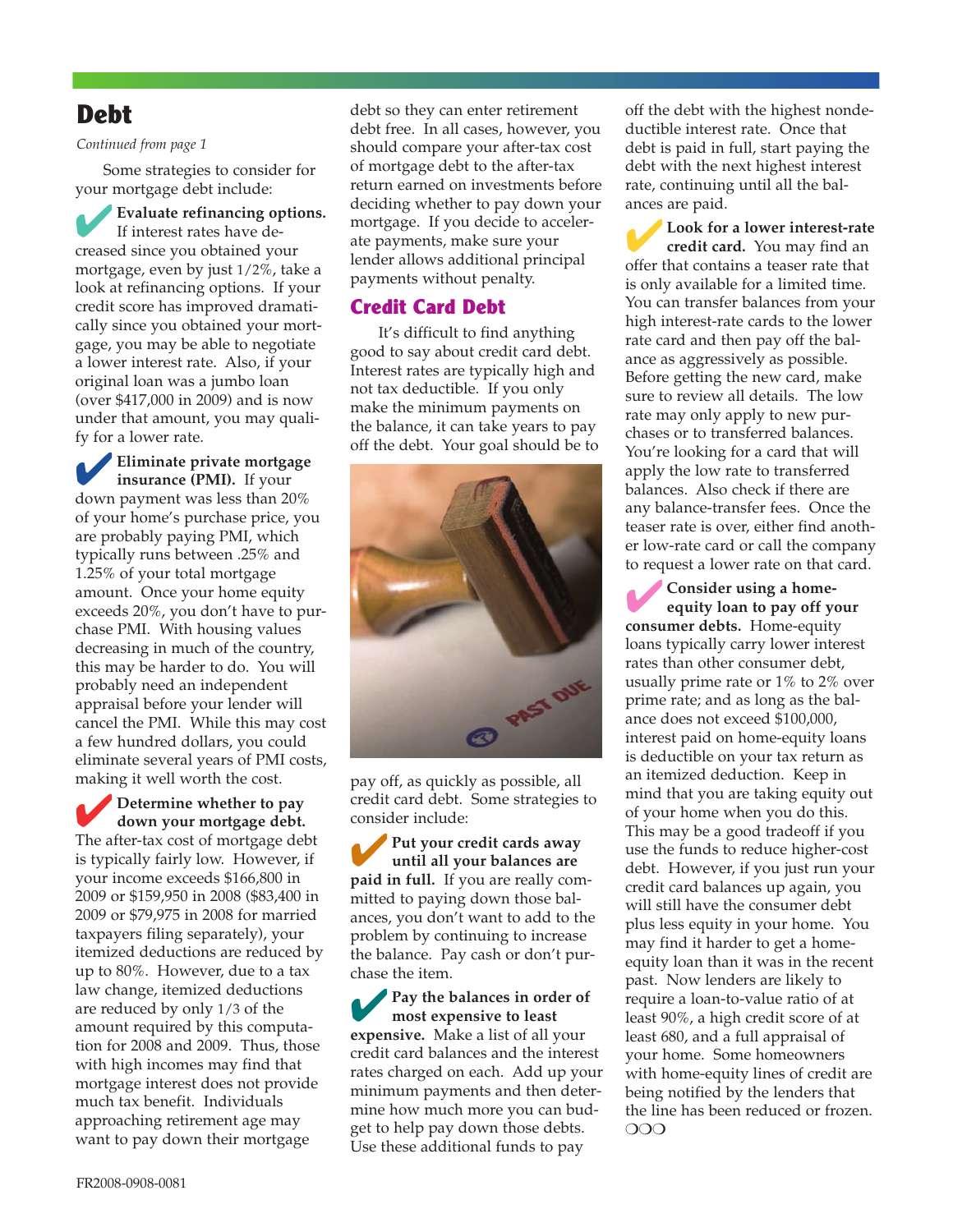# Debt

*Continued from page 1*

Some strategies to consider for your mortgage debt include:

- **Evaluate refinancing options.** If interest rates have decreased since you obtained your mortgage, even by just 1/2%, take a look at refinancing options. If your credit score has improved dramatically since you obtained your mortgage, you may be able to negotiate a lower interest rate. Also, if your original loan was a jumbo loan (over $417,000 in 2009) and is now under that amount, you may qualify for a lower rate.

- **Eliminate private mortgage insurance (PMI).** If your down payment was less than 20% of your home's purchase price, you are probably paying PMI, which typically runs between .25% and 1.25% of your total mortgage amount. Once your home equity exceeds 20%, you don't have to purchase PMI. With housing values decreasing in much of the country, this may be harder to do. You will probably need an independent appraisal before your lender will cancel the PMI. While this may cost a few hundred dollars, you could eliminate several years of PMI costs, making it well worth the cost.

- **Determine whether to pay down your mortgage debt.** The after-tax cost of mortgage debt is typically fairly low. However, if your income exceeds $166,800 in 2009 or $159,950 in 2008 ($83,400 in 2009 or $79,975 in 2008 for married taxpayers filing separately), your itemized deductions are reduced by up to 80%. However, due to a tax law change, itemized deductions are reduced by only 1/3 of the amount required by this computation for 2008 and 2009. Thus, those with high incomes may find that mortgage interest does not provide much tax benefit. Individuals approaching retirement age may want to pay down their mortgage debt so they can enter retirement debt free. In all cases, however, you should compare your after-tax cost of mortgage debt to the after-tax return earned on investments before deciding whether to pay down your mortgage. If you decide to accelerate payments, make sure your lender allows additional principal payments without penalty.

## Credit Card Debt

It's difficult to find anything good to say about credit card debt. Interest rates are typically high and not tax deductible. If you only make the minimum payments on the balance, it can take years to pay off the debt. Your goal should be to pay off, as quickly as possible, all credit card debt. Some strategies to consider include:

- **Put your credit cards away until all your balances are paid in full.** If you are really committed to paying down those balances, you don't want to add to the problem by continuing to increase the balance. Pay cash or don't purchase the item.

- **Pay the balances in order of most expensive to least expensive.** Make a list of all your credit card balances and the interest rates charged on each. Add up your minimum payments and then determine how much more you can budget to help pay down those debts. Use these additional funds to pay off the debt with the highest nondeductible interest rate. Once that debt is paid in full, start paying the debt with the next highest interest rate, continuing until all the balances are paid.

- **Look for a lower interest-rate credit card.** You may find an offer that contains a teaser rate that is only available for a limited time. You can transfer balances from your high interest-rate cards to the lower rate card and then pay off the balance as aggressively as possible. Before getting the new card, make sure to review all details. The low rate may only apply to new purchases or to transferred balances. You're looking for a card that will apply the low rate to transferred balances. Also check if there are any balance-transfer fees. Once the teaser rate is over, either find another low-rate card or call the company to request a lower rate on that card.

- **Consider using a home-equity loan to pay off your consumer debts.** Home-equity loans typically carry lower interest rates than other consumer debt, usually prime rate or 1% to 2% over prime rate; and as long as the balance does not exceed $100,000, interest paid on home-equity loans is deductible on your tax return as an itemized deduction. Keep in mind that you are taking equity out of your home when you do this. This may be a good tradeoff if you use the funds to reduce higher-cost debt. However, if you just run your credit card balances up again, you will still have the consumer debt plus less equity in your home. You may find it harder to get a home-equity loan than it was in the recent past. Now lenders are likely to require a loan-to-value ratio of at least 90%, a high credit score of at least 680, and a full appraisal of your home. Some homeowners with home-equity lines of credit are being notified by the lenders that the line has been reduced or frozen. ❍❍❍

FR2008-0908-0081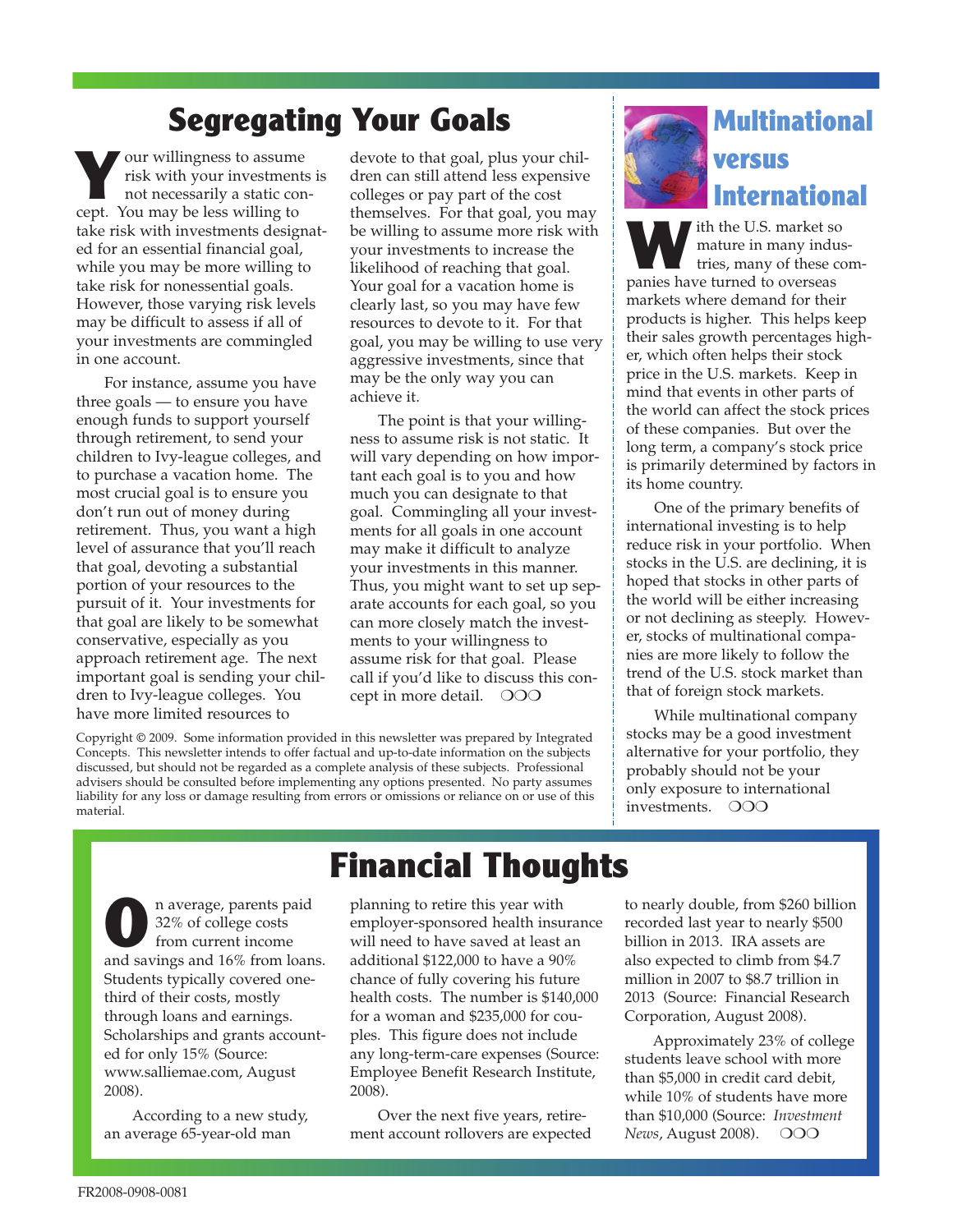## Segregating Your Goals

Your willingness to assume risk with your investments is not necessarily a static concept. You may be less willing to take risk with investments designated for an essential financial goal, while you may be more willing to take risk for nonessential goals. However, those varying risk levels may be difficult to assess if all of your investments are commingled in one account.

For instance, assume you have three goals — to ensure you have enough funds to support yourself through retirement, to send your children to Ivy-league colleges, and to purchase a vacation home. The most crucial goal is to ensure you don't run out of money during retirement. Thus, you want a high level of assurance that you'll reach that goal, devoting a substantial portion of your resources to the pursuit of it. Your investments for that goal are likely to be somewhat conservative, especially as you approach retirement age. The next important goal is sending your children to Ivy-league colleges. You have more limited resources to devote to that goal, plus your children can still attend less expensive colleges or pay part of the cost themselves. For that goal, you may be willing to assume more risk with your investments to increase the likelihood of reaching that goal. Your goal for a vacation home is clearly last, so you may have few resources to devote to it. For that goal, you may be willing to use very aggressive investments, since that may be the only way you can achieve it.

The point is that your willingness to assume risk is not static. It will vary depending on how important each goal is to you and how much you can designate to that goal. Commingling all your investments for all goals in one account may make it difficult to analyze your investments in this manner. Thus, you might want to set up separate accounts for each goal, so you can more closely match the investments to your willingness to assume risk for that goal. Please call if you'd like to discuss this concept in more detail. ❍❍❍

Copyright © 2009. Some information provided in this newsletter was prepared by Integrated Concepts. This newsletter intends to offer factual and up-to-date information on the subjects discussed, but should not be regarded as a complete analysis of these subjects. Professional advisers should be consulted before implementing any options presented. No party assumes liability for any loss or damage resulting from errors or omissions or reliance on or use of this material.

## Multinational versus International

With the U.S. market so mature in many industries, many of these companies have turned to overseas markets where demand for their products is higher. This helps keep their sales growth percentages higher, which often helps their stock price in the U.S. markets. Keep in mind that events in other parts of the world can affect the stock prices of these companies. But over the long term, a company's stock price is primarily determined by factors in its home country.

One of the primary benefits of international investing is to help reduce risk in your portfolio. When stocks in the U.S. are declining, it is hoped that stocks in other parts of the world will be either increasing or not declining as steeply. However, stocks of multinational companies are more likely to follow the trend of the U.S. stock market than that of foreign stock markets.

While multinational company stocks may be a good investment alternative for your portfolio, they probably should not be your only exposure to international investments. ❍❍❍

## Financial Thoughts

On average, parents paid 32% of college costs from current income and savings and 16% from loans. Students typically covered one-third of their costs, mostly through loans and earnings. Scholarships and grants accounted for only 15% (Source: www.salliemae.com, August 2008).

According to a new study, an average 65-year-old man planning to retire this year with employer-sponsored health insurance will need to have saved at least an additional $122,000 to have a 90% chance of fully covering his future health costs. The number is $140,000 for a woman and $235,000 for couples. This figure does not include any long-term-care expenses (Source: Employee Benefit Research Institute, 2008).

Over the next five years, retirement account rollovers are expected to nearly double, from $260 billion recorded last year to nearly $500 billion in 2013. IRA assets are also expected to climb from $4.7 million in 2007 to $8.7 trillion in 2013 (Source: Financial Research Corporation, August 2008).

Approximately 23% of college students leave school with more than $5,000 in credit card debit, while 10% of students have more than $10,000 (Source: *Investment News*, August 2008). ❍❍❍

FR2008-0908-0081